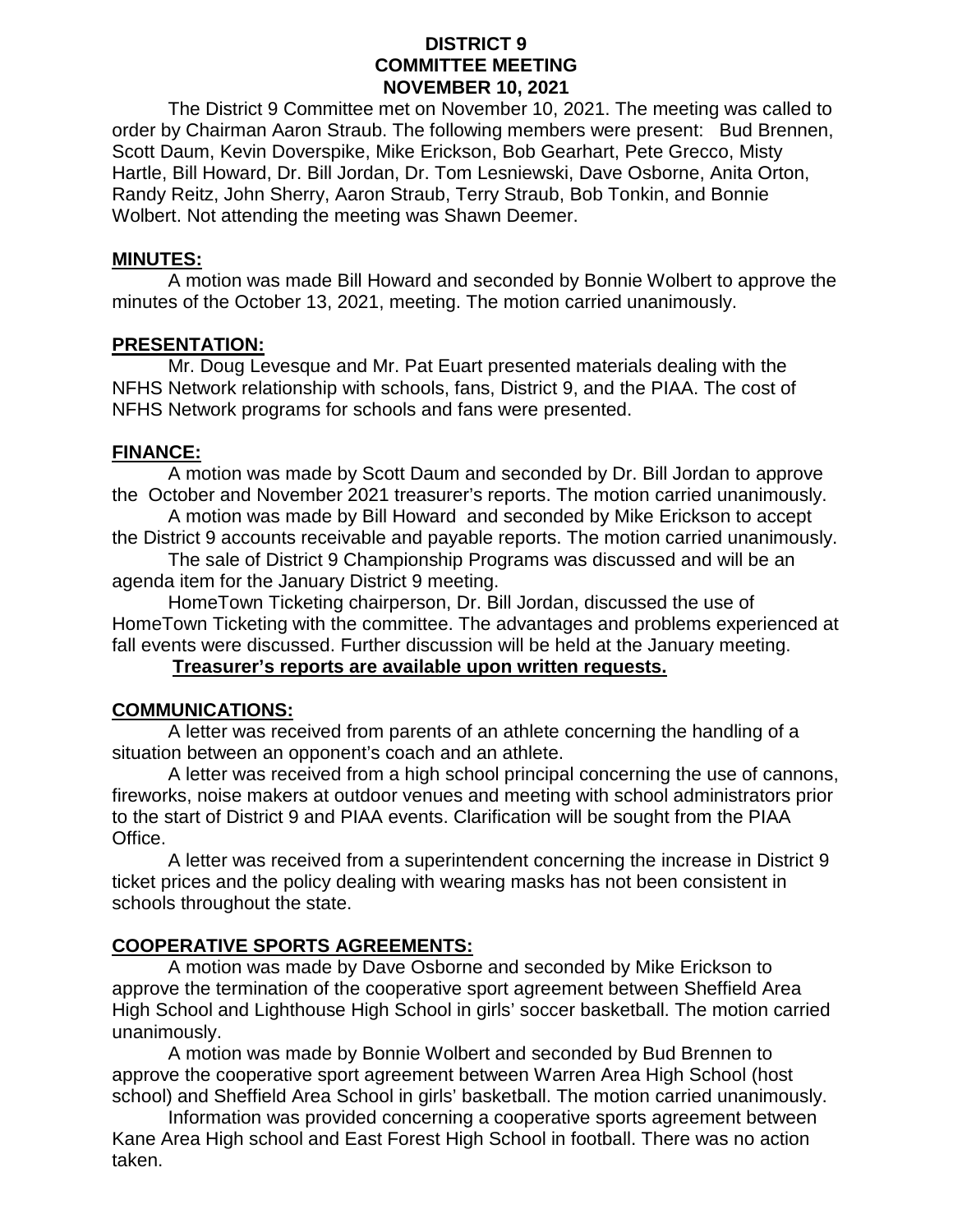# DISTRICT 9
# COMMITTEE MEETING
# NOVEMBER 10, 2021

The District 9 Committee met on November 10, 2021. The meeting was called to order by Chairman Aaron Straub. The following members were present: Bud Brennen, Scott Daum, Kevin Doverspike, Mike Erickson, Bob Gearhart, Pete Grecco, Misty Hartle, Bill Howard, Dr. Bill Jordan, Dr. Tom Lesniewski, Dave Osborne, Anita Orton, Randy Reitz, John Sherry, Aaron Straub, Terry Straub, Bob Tonkin, and Bonnie Wolbert. Not attending the meeting was Shawn Deemer.

## MINUTES:

A motion was made Bill Howard and seconded by Bonnie Wolbert to approve the minutes of the October 13, 2021, meeting. The motion carried unanimously.

## PRESENTATION:

Mr. Doug Levesque and Mr. Pat Euart presented materials dealing with the NFHS Network relationship with schools, fans, District 9, and the PIAA. The cost of NFHS Network programs for schools and fans were presented.

## FINANCE:

A motion was made by Scott Daum and seconded by Dr. Bill Jordan to approve the October and November 2021 treasurer's reports. The motion carried unanimously.

A motion was made by Bill Howard and seconded by Mike Erickson to accept the District 9 accounts receivable and payable reports. The motion carried unanimously.

The sale of District 9 Championship Programs was discussed and will be an agenda item for the January District 9 meeting.

HomeTown Ticketing chairperson, Dr. Bill Jordan, discussed the use of HomeTown Ticketing with the committee. The advantages and problems experienced at fall events were discussed. Further discussion will be held at the January meeting.

**Treasurer's reports are available upon written requests.**

## COMMUNICATIONS:

A letter was received from parents of an athlete concerning the handling of a situation between an opponent's coach and an athlete.

A letter was received from a high school principal concerning the use of cannons, fireworks, noise makers at outdoor venues and meeting with school administrators prior to the start of District 9 and PIAA events. Clarification will be sought from the PIAA Office.

A letter was received from a superintendent concerning the increase in District 9 ticket prices and the policy dealing with wearing masks has not been consistent in schools throughout the state.

## COOPERATIVE SPORTS AGREEMENTS:

A motion was made by Dave Osborne and seconded by Mike Erickson to approve the termination of the cooperative sport agreement between Sheffield Area High School and Lighthouse High School in girls' soccer basketball. The motion carried unanimously.

A motion was made by Bonnie Wolbert and seconded by Bud Brennen to approve the cooperative sport agreement between Warren Area High School (host school) and Sheffield Area School in girls' basketball. The motion carried unanimously.

Information was provided concerning a cooperative sports agreement between Kane Area High school and East Forest High School in football. There was no action taken.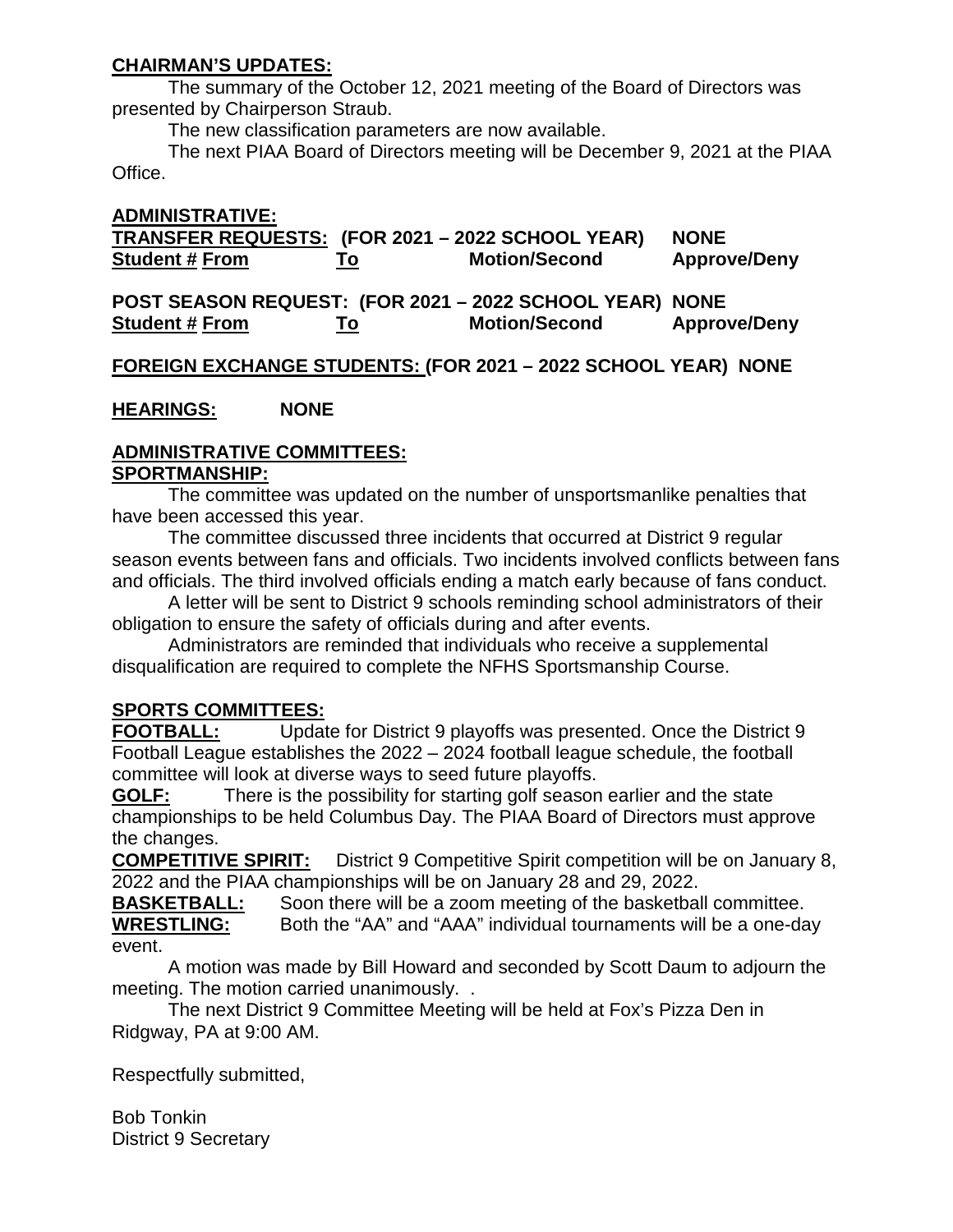**CHAIRMAN'S UPDATES:**

The summary of the October 12, 2021 meeting of the Board of Directors was presented by Chairperson Straub.

The new classification parameters are now available.

The next PIAA Board of Directors meeting will be December 9, 2021 at the PIAA Office.

**ADMINISTRATIVE:**

**TRANSFER REQUESTS: (FOR 2021 – 2022 SCHOOL YEAR) NONE**

| Student # | From | To | Motion/Second | Approve/Deny |
|---|---|---|---|---|

**POST SEASON REQUEST: (FOR 2021 – 2022 SCHOOL YEAR) NONE**

| Student # | From | To | Motion/Second | Approve/Deny |
|---|---|---|---|---|

**FOREIGN EXCHANGE STUDENTS: (FOR 2021 – 2022 SCHOOL YEAR) NONE**

**HEARINGS: NONE**

**ADMINISTRATIVE COMMITTEES:**

**SPORTMANSHIP:**

The committee was updated on the number of unsportsmanlike penalties that have been accessed this year.

The committee discussed three incidents that occurred at District 9 regular season events between fans and officials. Two incidents involved conflicts between fans and officials. The third involved officials ending a match early because of fans conduct.

A letter will be sent to District 9 schools reminding school administrators of their obligation to ensure the safety of officials during and after events.

Administrators are reminded that individuals who receive a supplemental disqualification are required to complete the NFHS Sportsmanship Course.

**SPORTS COMMITTEES:**

**FOOTBALL:** Update for District 9 playoffs was presented. Once the District 9 Football League establishes the 2022 – 2024 football league schedule, the football committee will look at diverse ways to seed future playoffs.

**GOLF:** There is the possibility for starting golf season earlier and the state championships to be held Columbus Day. The PIAA Board of Directors must approve the changes.

**COMPETITIVE SPIRIT:** District 9 Competitive Spirit competition will be on January 8, 2022 and the PIAA championships will be on January 28 and 29, 2022.

**BASKETBALL:** Soon there will be a zoom meeting of the basketball committee.

**WRESTLING:** Both the "AA" and "AAA" individual tournaments will be a one-day event.

A motion was made by Bill Howard and seconded by Scott Daum to adjourn the meeting. The motion carried unanimously. .

The next District 9 Committee Meeting will be held at Fox's Pizza Den in Ridgway, PA at 9:00 AM.

Respectfully submitted,

Bob Tonkin
District 9 Secretary